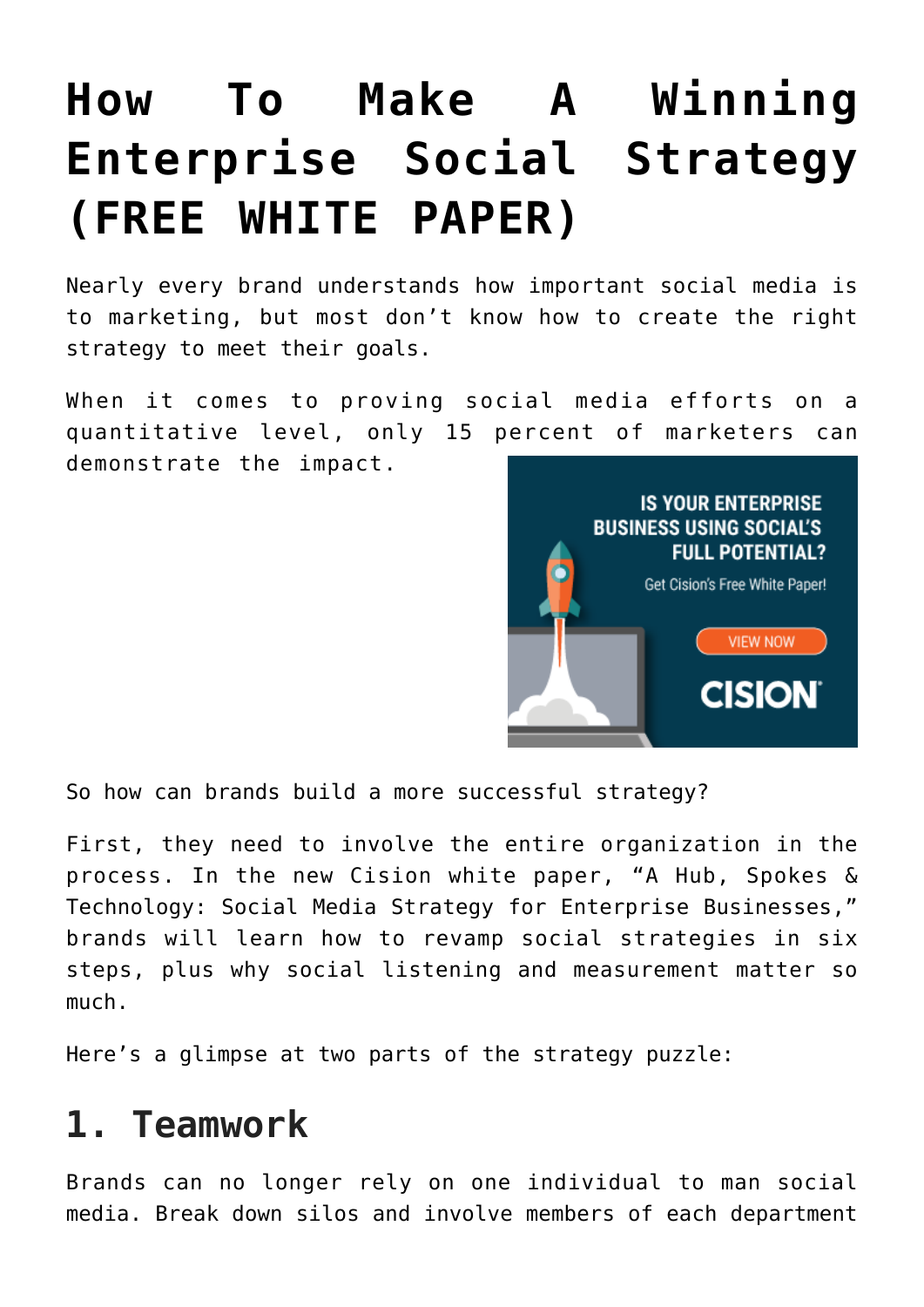# How To Make A Winning Enterprise Social Strategy (FREE WHITE PAPER)

Nearly every brand understands how important social media is to marketing, but most don't know how to create the right strategy to meet their goals.

When it comes to proving social media efforts on a quantitative level, only 15 percent of marketers can demonstrate the impact.

So how can brands build a more successful strategy?

First, they need to involve the entire organization in the process. In the new Cision white paper, "A Hub, Spokes & Technology: Social Media Strategy for Enterprise Businesses," brands will learn how to revamp social strategies in six steps, plus why social listening and measurement matter so much.

Here's a glimpse at two parts of the strategy puzzle:

## 1. Teamwork

Brands can no longer rely on one individual to man social media. Break down silos and involve members of each department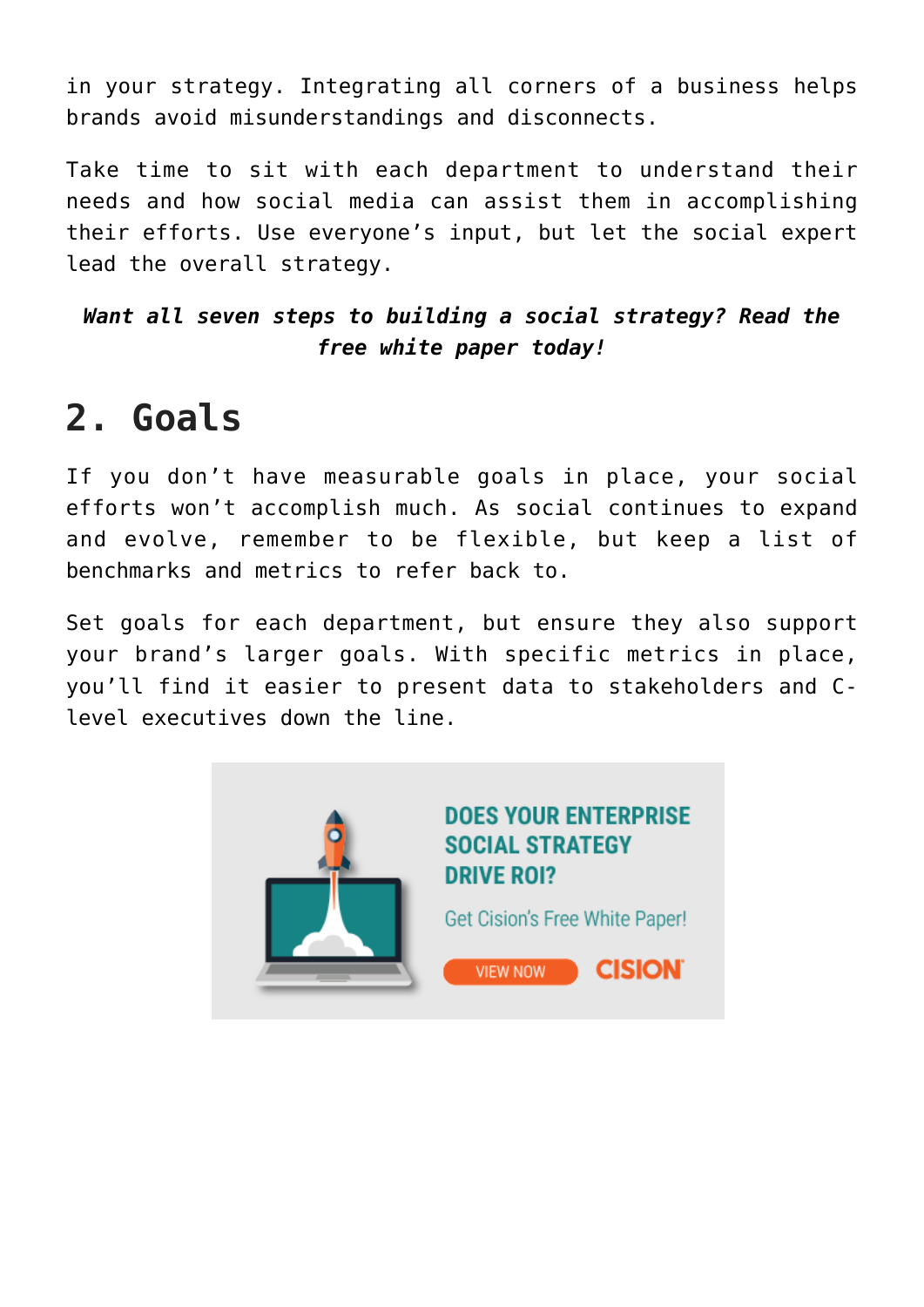in your strategy. Integrating all corners of a business helps brands avoid misunderstandings and disconnects.

Take time to sit with each department to understand their needs and how social media can assist them in accomplishing their efforts. Use everyone's input, but let the social expert lead the overall strategy.

***Want all seven steps to building a social strategy? Read the free white paper today!***

## 2. Goals

If you don't have measurable goals in place, your social efforts won't accomplish much. As social continues to expand and evolve, remember to be flexible, but keep a list of benchmarks and metrics to refer back to.

Set goals for each department, but ensure they also support your brand's larger goals. With specific metrics in place, you'll find it easier to present data to stakeholders and C-level executives down the line.